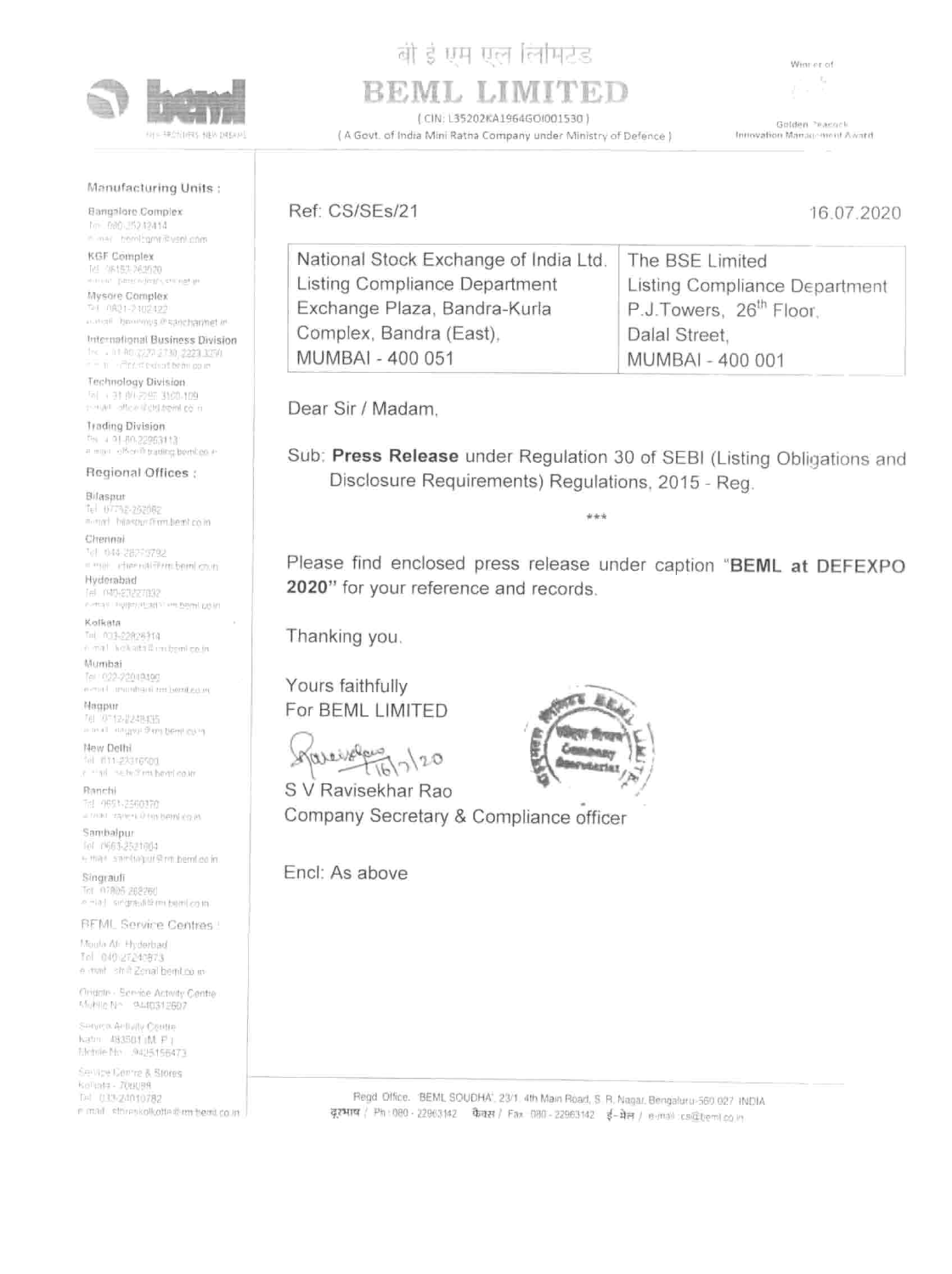बी ई एम एल लिमिटेड

# BEML LIMITED

(CIN: L35202KA1964GOI001530)

(A Govt. of India Mini Ratna Company under Ministry of Defence)

Ref: CS/SEs/21

16.07.2020

| National Stock Exchange of India Ltd. Listing Compliance Department Exchange Plaza, Bandra-Kurla Complex, Bandra (East), MUMBAI - 400 051 | The BSE Limited Listing Compliance Department P.J.Towers, 26th Floor, Dalal Street, MUMBAI - 400 001 |
|---|---|

Dear Sir / Madam,

Sub: **Press Release** under Regulation 30 of SEBI (Listing Obligations and Disclosure Requirements) Regulations, 2015 - Reg.

\*\*\*

Please find enclosed press release under caption "**BEML at DEFEXPO 2020**" for your reference and records.

Thanking you.

Yours faithfully
For BEML LIMITED

16/7/20

S V Ravisekhar Rao
Company Secretary & Compliance officer

Encl: As above

Regd Office: 'BEML SOUDHA', 23/1, 4th Main Road, S. R. Nagar, Bengaluru-560 027 INDIA
दूरभाष / Ph: 080 - 22963142 फैक्स / Fax: 080 - 22963142 ई-मेल / e-mail: cs@beml.co.in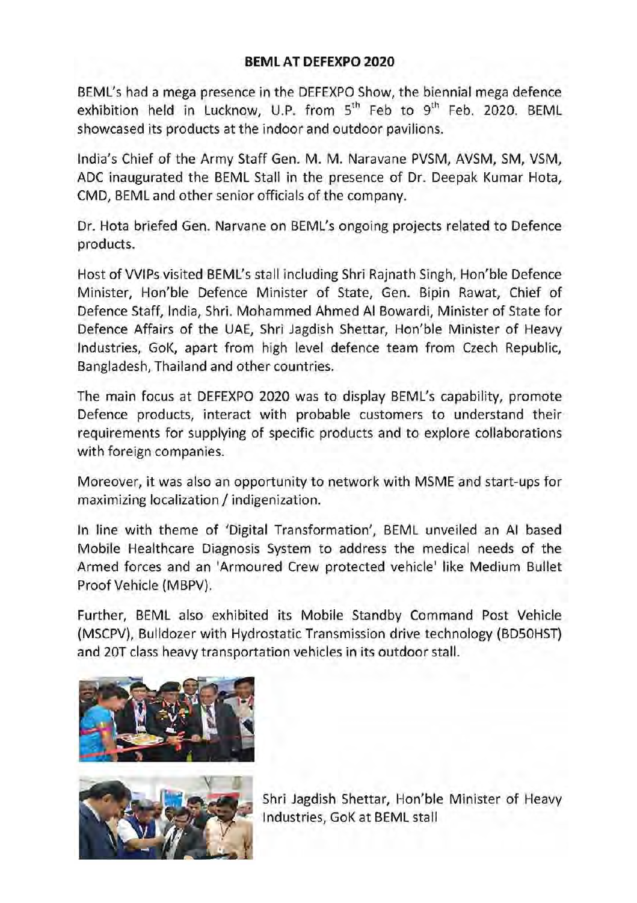## BEML AT DEFEXPO 2020

BEML's had a mega presence in the DEFEXPO Show, the biennial mega defence exhibition held in Lucknow, U.P. from 5th Feb to 9th Feb. 2020. BEML showcased its products at the indoor and outdoor pavilions.

India's Chief of the Army Staff Gen. M. M. Naravane PVSM, AVSM, SM, VSM, ADC inaugurated the BEML Stall in the presence of Dr. Deepak Kumar Hota, CMD, BEML and other senior officials of the company.

Dr. Hota briefed Gen. Narvane on BEML's ongoing projects related to Defence products.

Host of VVIPs visited BEML's stall including Shri Rajnath Singh, Hon'ble Defence Minister, Hon'ble Defence Minister of State, Gen. Bipin Rawat, Chief of Defence Staff, India, Shri. Mohammed Ahmed Al Bowardi, Minister of State for Defence Affairs of the UAE, Shri Jagdish Shettar, Hon'ble Minister of Heavy Industries, GoK, apart from high level defence team from Czech Republic, Bangladesh, Thailand and other countries.

The main focus at DEFEXPO 2020 was to display BEML's capability, promote Defence products, interact with probable customers to understand their requirements for supplying of specific products and to explore collaborations with foreign companies.

Moreover, it was also an opportunity to network with MSME and start-ups for maximizing localization / indigenization.

In line with theme of 'Digital Transformation', BEML unveiled an AI based Mobile Healthcare Diagnosis System to address the medical needs of the Armed forces and an 'Armoured Crew protected vehicle' like Medium Bullet Proof Vehicle (MBPV).

Further, BEML also exhibited its Mobile Standby Command Post Vehicle (MSCPV), Bulldozer with Hydrostatic Transmission drive technology (BD50HST) and 20T class heavy transportation vehicles in its outdoor stall.

Shri Jagdish Shettar, Hon'ble Minister of Heavy Industries, GoK at BEML stall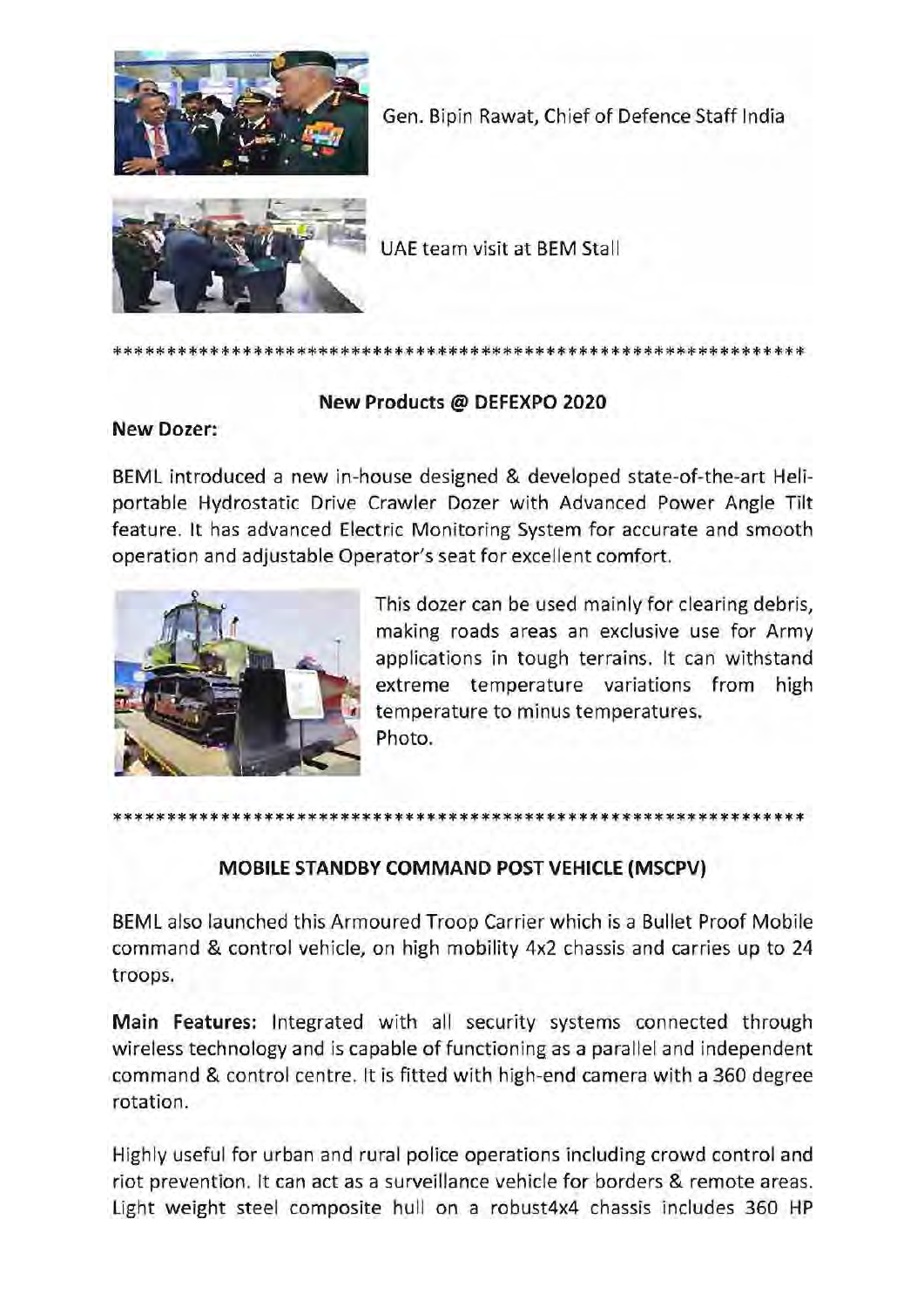Gen. Bipin Rawat, Chief of Defence Staff India

UAE team visit at BEM Stall

***************************************************************

**New Products @ DEFEXPO 2020**

**New Dozer:**

BEML introduced a new in-house designed & developed state-of-the-art Heli-portable Hydrostatic Drive Crawler Dozer with Advanced Power Angle Tilt feature. It has advanced Electric Monitoring System for accurate and smooth operation and adjustable Operator's seat for excellent comfort.

This dozer can be used mainly for clearing debris, making roads areas an exclusive use for Army applications in tough terrains. It can withstand extreme temperature variations from high temperature to minus temperatures.
Photo.

***************************************************************

**MOBILE STANDBY COMMAND POST VEHICLE (MSCPV)**

BEML also launched this Armoured Troop Carrier which is a Bullet Proof Mobile command & control vehicle, on high mobility 4x2 chassis and carries up to 24 troops.

**Main Features:** Integrated with all security systems connected through wireless technology and is capable of functioning as a parallel and independent command & control centre. It is fitted with high-end camera with a 360 degree rotation.

Highly useful for urban and rural police operations including crowd control and riot prevention. It can act as a surveillance vehicle for borders & remote areas. Light weight steel composite hull on a robust4x4 chassis includes 360 HP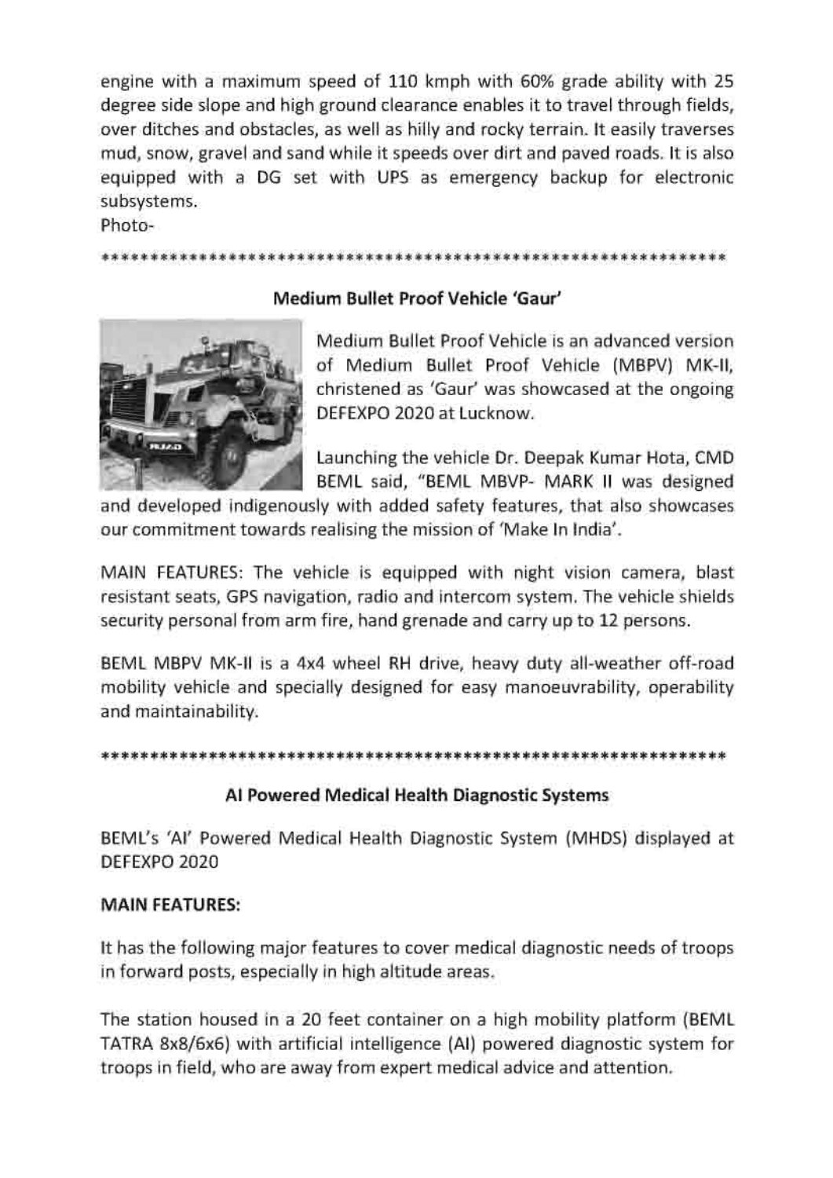engine with a maximum speed of 110 kmph with 60% grade ability with 25 degree side slope and high ground clearance enables it to travel through fields, over ditches and obstacles, as well as hilly and rocky terrain. It easily traverses mud, snow, gravel and sand while it speeds over dirt and paved roads. It is also equipped with a DG set with UPS as emergency backup for electronic subsystems.

Photo-

*****************************************************************

### Medium Bullet Proof Vehicle 'Gaur'

Medium Bullet Proof Vehicle is an advanced version of Medium Bullet Proof Vehicle (MBPV) MK-II, christened as 'Gaur' was showcased at the ongoing DEFEXPO 2020 at Lucknow.

Launching the vehicle Dr. Deepak Kumar Hota, CMD BEML said, "BEML MBVP- MARK II was designed and developed indigenously with added safety features, that also showcases our commitment towards realising the mission of 'Make In India'.

MAIN FEATURES: The vehicle is equipped with night vision camera, blast resistant seats, GPS navigation, radio and intercom system. The vehicle shields security personal from arm fire, hand grenade and carry up to 12 persons.

BEML MBPV MK-II is a 4x4 wheel RH drive, heavy duty all-weather off-road mobility vehicle and specially designed for easy manoeuvrability, operability and maintainability.

*****************************************************************

### AI Powered Medical Health Diagnostic Systems

BEML's 'AI' Powered Medical Health Diagnostic System (MHDS) displayed at DEFEXPO 2020

**MAIN FEATURES:**

It has the following major features to cover medical diagnostic needs of troops in forward posts, especially in high altitude areas.

The station housed in a 20 feet container on a high mobility platform (BEML TATRA 8x8/6x6) with artificial intelligence (AI) powered diagnostic system for troops in field, who are away from expert medical advice and attention.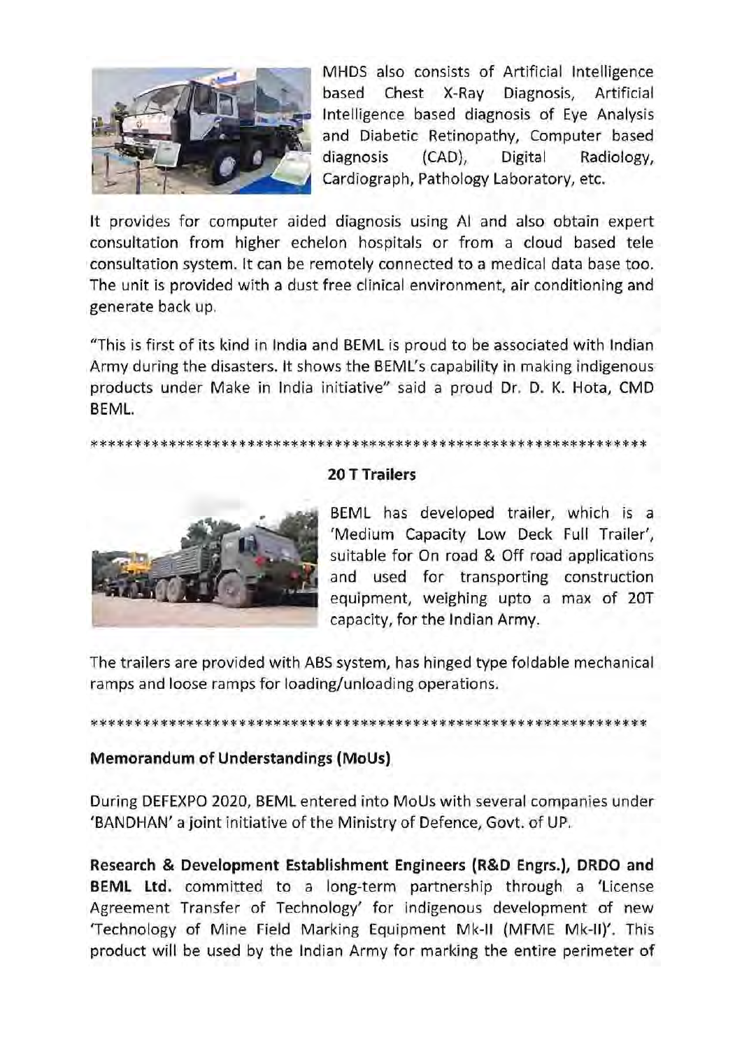MHDS also consists of Artificial Intelligence based Chest X-Ray Diagnosis, Artificial Intelligence based diagnosis of Eye Analysis and Diabetic Retinopathy, Computer based diagnosis (CAD), Digital Radiology, Cardiograph, Pathology Laboratory, etc.

It provides for computer aided diagnosis using AI and also obtain expert consultation from higher echelon hospitals or from a cloud based tele consultation system. It can be remotely connected to a medical data base too. The unit is provided with a dust free clinical environment, air conditioning and generate back up.

"This is first of its kind in India and BEML is proud to be associated with Indian Army during the disasters. It shows the BEML's capability in making indigenous products under Make in India initiative" said a proud Dr. D. K. Hota, CMD BEML.

*****************************************************************

**20 T Trailers**

BEML has developed trailer, which is a 'Medium Capacity Low Deck Full Trailer', suitable for On road & Off road applications and used for transporting construction equipment, weighing upto a max of 20T capacity, for the Indian Army.

The trailers are provided with ABS system, has hinged type foldable mechanical ramps and loose ramps for loading/unloading operations.

*****************************************************************

**Memorandum of Understandings (MoUs)**

During DEFEXPO 2020, BEML entered into MoUs with several companies under 'BANDHAN' a joint initiative of the Ministry of Defence, Govt. of UP.

**Research & Development Establishment Engineers (R&D Engrs.), DRDO and BEML Ltd.** committed to a long-term partnership through a 'License Agreement Transfer of Technology' for indigenous development of new 'Technology of Mine Field Marking Equipment Mk-II (MFME Mk-II)'. This product will be used by the Indian Army for marking the entire perimeter of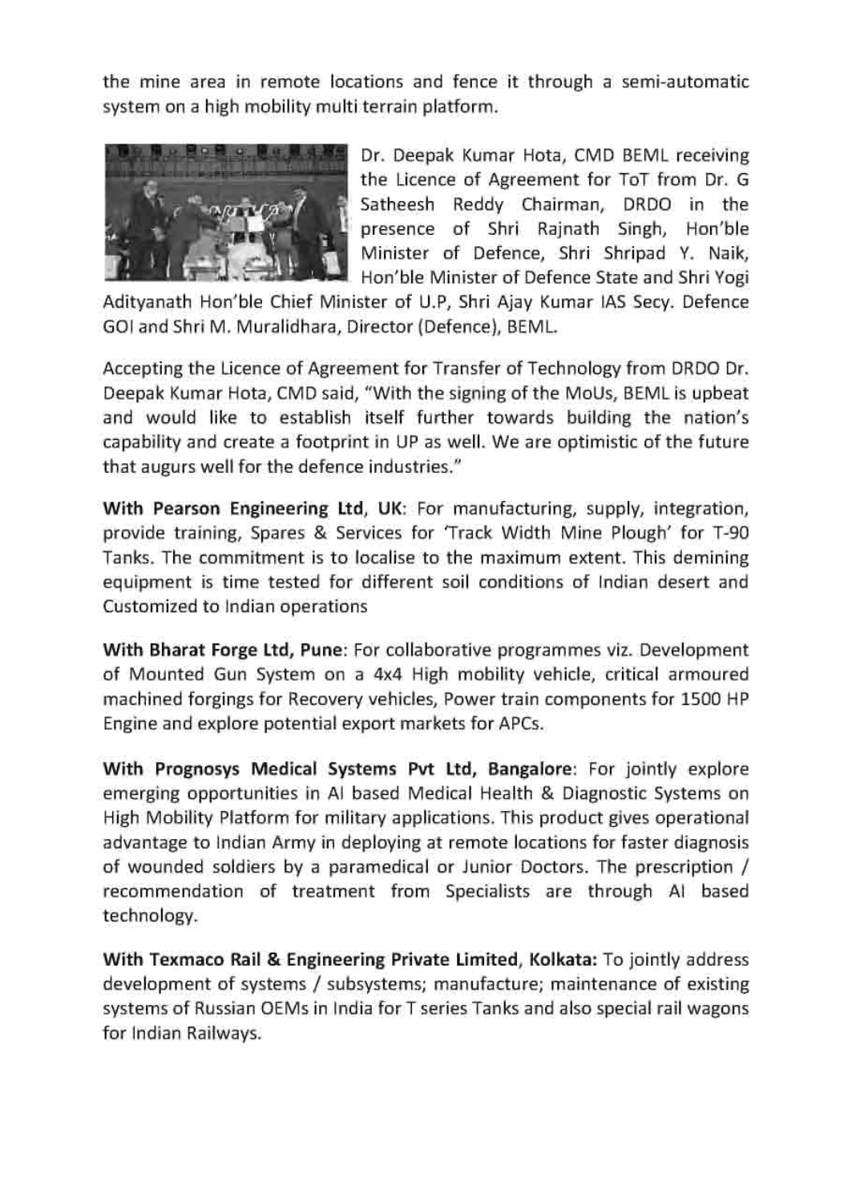the mine area in remote locations and fence it through a semi-automatic system on a high mobility multi terrain platform.

Dr. Deepak Kumar Hota, CMD BEML receiving the Licence of Agreement for ToT from Dr. G Satheesh Reddy Chairman, DRDO in the presence of Shri Rajnath Singh, Hon'ble Minister of Defence, Shri Shripad Y. Naik, Hon'ble Minister of Defence State and Shri Yogi Adityanath Hon'ble Chief Minister of U.P, Shri Ajay Kumar IAS Secy. Defence GOI and Shri M. Muralidhara, Director (Defence), BEML.

Accepting the Licence of Agreement for Transfer of Technology from DRDO Dr. Deepak Kumar Hota, CMD said, "With the signing of the MoUs, BEML is upbeat and would like to establish itself further towards building the nation's capability and create a footprint in UP as well. We are optimistic of the future that augurs well for the defence industries."

**With Pearson Engineering Ltd**, **UK**: For manufacturing, supply, integration, provide training, Spares & Services for 'Track Width Mine Plough' for T-90 Tanks. The commitment is to localise to the maximum extent. This demining equipment is time tested for different soil conditions of Indian desert and Customized to Indian operations

**With Bharat Forge Ltd, Pune**: For collaborative programmes viz. Development of Mounted Gun System on a 4x4 High mobility vehicle, critical armoured machined forgings for Recovery vehicles, Power train components for 1500 HP Engine and explore potential export markets for APCs.

**With Prognosys Medical Systems Pvt Ltd, Bangalore**: For jointly explore emerging opportunities in AI based Medical Health & Diagnostic Systems on High Mobility Platform for military applications. This product gives operational advantage to Indian Army in deploying at remote locations for faster diagnosis of wounded soldiers by a paramedical or Junior Doctors. The prescription / recommendation of treatment from Specialists are through AI based technology.

**With Texmaco Rail & Engineering Private Limited**, **Kolkata:** To jointly address development of systems / subsystems; manufacture; maintenance of existing systems of Russian OEMs in India for T series Tanks and also special rail wagons for Indian Railways.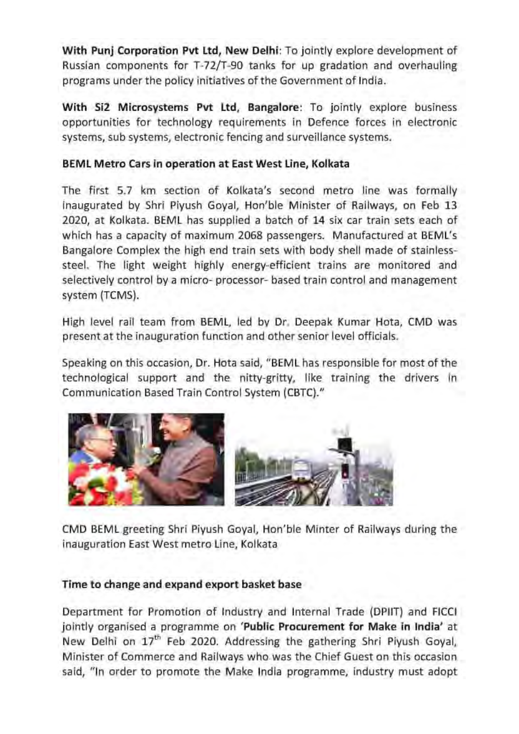**With Punj Corporation Pvt Ltd, New Delhi**: To jointly explore development of Russian components for T-72/T-90 tanks for up gradation and overhauling programs under the policy initiatives of the Government of India.

**With Si2 Microsystems Pvt Ltd, Bangalore**: To jointly explore business opportunities for technology requirements in Defence forces in electronic systems, sub systems, electronic fencing and surveillance systems.

**BEML Metro Cars in operation at East West Line, Kolkata**

The first 5.7 km section of Kolkata's second metro line was formally inaugurated by Shri Piyush Goyal, Hon'ble Minister of Railways, on Feb 13 2020, at Kolkata. BEML has supplied a batch of 14 six car train sets each of which has a capacity of maximum 2068 passengers. Manufactured at BEML's Bangalore Complex the high end train sets with body shell made of stainless-steel. The light weight highly energy-efficient trains are monitored and selectively control by a micro- processor- based train control and management system (TCMS).

High level rail team from BEML, led by Dr. Deepak Kumar Hota, CMD was present at the inauguration function and other senior level officials.

Speaking on this occasion, Dr. Hota said, "BEML has responsible for most of the technological support and the nitty-gritty, like training the drivers in Communication Based Train Control System (CBTC)."

CMD BEML greeting Shri Piyush Goyal, Hon'ble Minter of Railways during the inauguration East West metro Line, Kolkata

**Time to change and expand export basket base**

Department for Promotion of Industry and Internal Trade (DPIIT) and FICCI jointly organised a programme on '**Public Procurement for Make in India**' at New Delhi on 17th Feb 2020. Addressing the gathering Shri Piyush Goyal, Minister of Commerce and Railways who was the Chief Guest on this occasion said, "In order to promote the Make India programme, industry must adopt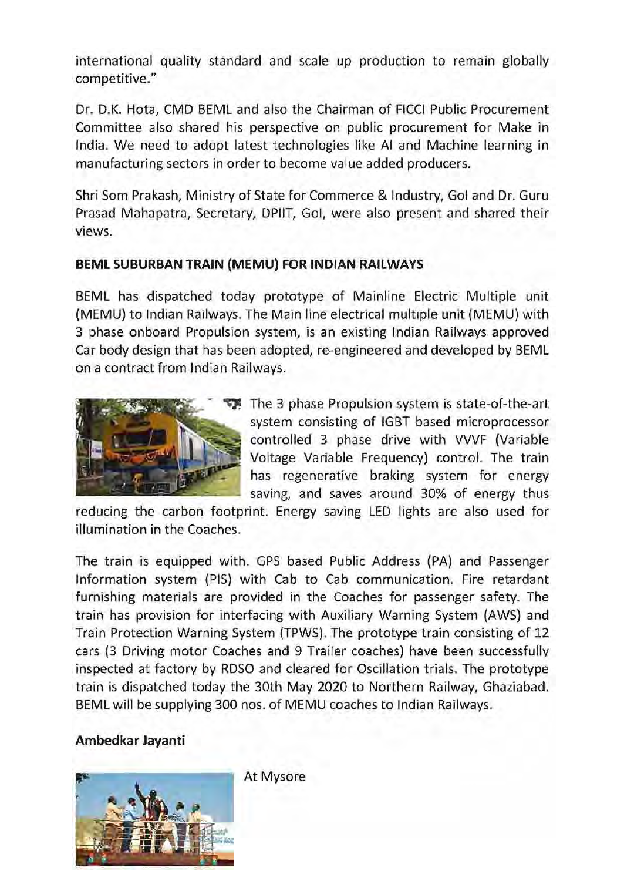international quality standard and scale up production to remain globally competitive."

Dr. D.K. Hota, CMD BEML and also the Chairman of FICCI Public Procurement Committee also shared his perspective on public procurement for Make in India. We need to adopt latest technologies like AI and Machine learning in manufacturing sectors in order to become value added producers.

Shri Som Prakash, Ministry of State for Commerce & Industry, GoI and Dr. Guru Prasad Mahapatra, Secretary, DPIIT, GoI, were also present and shared their views.

**BEML SUBURBAN TRAIN (MEMU) FOR INDIAN RAILWAYS**

BEML has dispatched today prototype of Mainline Electric Multiple unit (MEMU) to Indian Railways. The Main line electrical multiple unit (MEMU) with 3 phase onboard Propulsion system, is an existing Indian Railways approved Car body design that has been adopted, re-engineered and developed by BEML on a contract from Indian Railways.

The 3 phase Propulsion system is state-of-the-art system consisting of IGBT based microprocessor controlled 3 phase drive with VVVF (Variable Voltage Variable Frequency) control. The train has regenerative braking system for energy saving, and saves around 30% of energy thus reducing the carbon footprint. Energy saving LED lights are also used for illumination in the Coaches.

The train is equipped with. GPS based Public Address (PA) and Passenger Information system (PIS) with Cab to Cab communication. Fire retardant furnishing materials are provided in the Coaches for passenger safety. The train has provision for interfacing with Auxiliary Warning System (AWS) and Train Protection Warning System (TPWS). The prototype train consisting of 12 cars (3 Driving motor Coaches and 9 Trailer coaches) have been successfully inspected at factory by RDSO and cleared for Oscillation trials. The prototype train is dispatched today the 30th May 2020 to Northern Railway, Ghaziabad. BEML will be supplying 300 nos. of MEMU coaches to Indian Railways.

**Ambedkar Jayanti**

At Mysore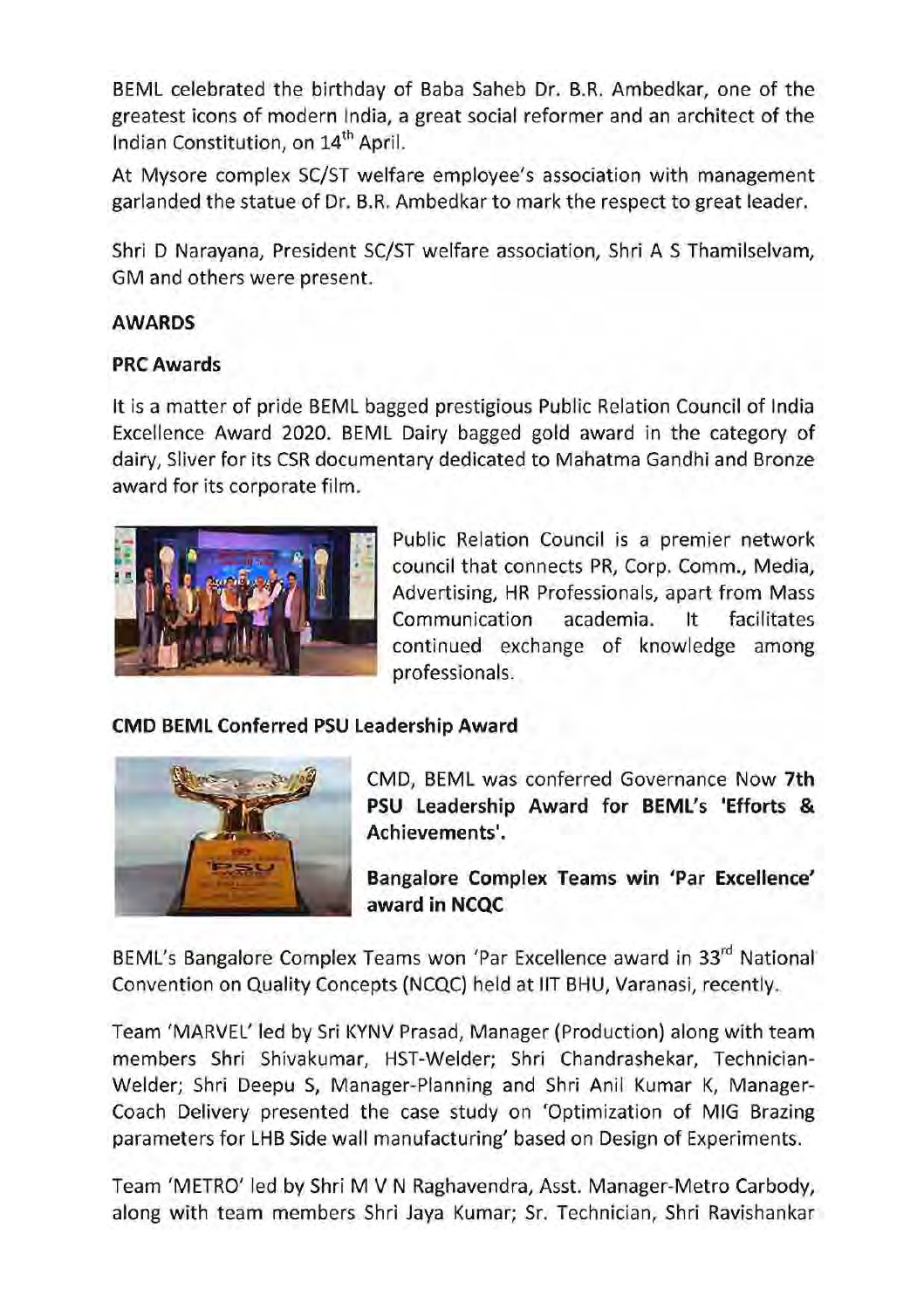BEML celebrated the birthday of Baba Saheb Dr. B.R. Ambedkar, one of the greatest icons of modern India, a great social reformer and an architect of the Indian Constitution, on 14th April.

At Mysore complex SC/ST welfare employee's association with management garlanded the statue of Dr. B.R. Ambedkar to mark the respect to great leader.

Shri D Narayana, President SC/ST welfare association, Shri A S Thamilselvam, GM and others were present.

## AWARDS

### PRC Awards

It is a matter of pride BEML bagged prestigious Public Relation Council of India Excellence Award 2020. BEML Dairy bagged gold award in the category of dairy, Sliver for its CSR documentary dedicated to Mahatma Gandhi and Bronze award for its corporate film.

Public Relation Council is a premier network council that connects PR, Corp. Comm., Media, Advertising, HR Professionals, apart from Mass Communication academia. It facilitates continued exchange of knowledge among professionals.

### CMD BEML Conferred PSU Leadership Award

CMD, BEML was conferred Governance Now **7th PSU Leadership Award for BEML's 'Efforts & Achievements'.**

### Bangalore Complex Teams win 'Par Excellence' award in NCQC

BEML's Bangalore Complex Teams won 'Par Excellence award in 33rd National Convention on Quality Concepts (NCQC) held at IIT BHU, Varanasi, recently.

Team 'MARVEL' led by Sri KYNV Prasad, Manager (Production) along with team members Shri Shivakumar, HST-Welder; Shri Chandrashekar, Technician-Welder; Shri Deepu S, Manager-Planning and Shri Anil Kumar K, Manager-Coach Delivery presented the case study on 'Optimization of MIG Brazing parameters for LHB Side wall manufacturing' based on Design of Experiments.

Team 'METRO' led by Shri M V N Raghavendra, Asst. Manager-Metro Carbody, along with team members Shri Jaya Kumar; Sr. Technician, Shri Ravishankar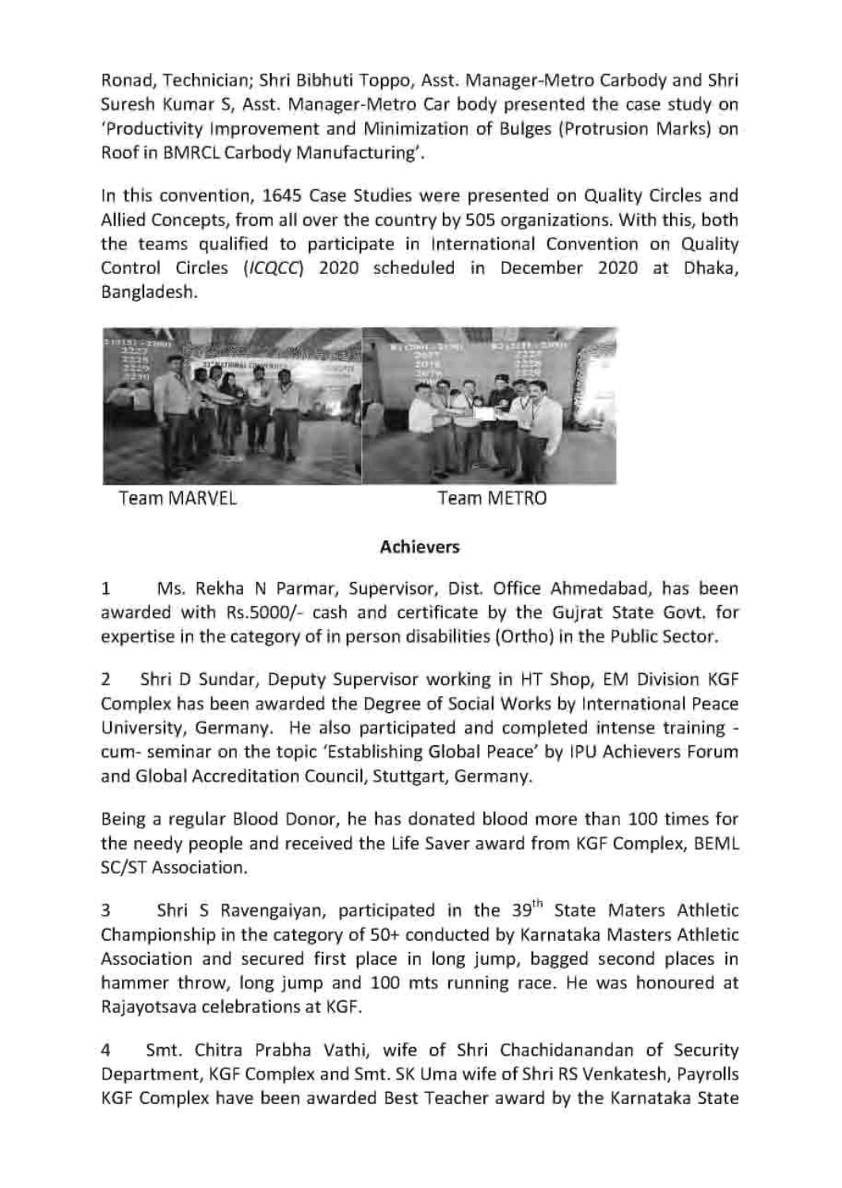Ronad, Technician; Shri Bibhuti Toppo, Asst. Manager-Metro Carbody and Shri Suresh Kumar S, Asst. Manager-Metro Car body presented the case study on 'Productivity Improvement and Minimization of Bulges (Protrusion Marks) on Roof in BMRCL Carbody Manufacturing'.

In this convention, 1645 Case Studies were presented on Quality Circles and Allied Concepts, from all over the country by 505 organizations. With this, both the teams qualified to participate in International Convention on Quality Control Circles (*ICQCC*) 2020 scheduled in December 2020 at Dhaka, Bangladesh.

Team MARVEL　　　　　　　Team METRO

**Achievers**

1　Ms. Rekha N Parmar, Supervisor, Dist. Office Ahmedabad, has been awarded with Rs.5000/- cash and certificate by the Gujrat State Govt. for expertise in the category of in person disabilities (Ortho) in the Public Sector.

2　Shri D Sundar, Deputy Supervisor working in HT Shop, EM Division KGF Complex has been awarded the Degree of Social Works by International Peace University, Germany. He also participated and completed intense training - cum- seminar on the topic 'Establishing Global Peace' by IPU Achievers Forum and Global Accreditation Council, Stuttgart, Germany.

Being a regular Blood Donor, he has donated blood more than 100 times for the needy people and received the Life Saver award from KGF Complex, BEML SC/ST Association.

3　Shri S Ravengaiyan, participated in the 39th State Maters Athletic Championship in the category of 50+ conducted by Karnataka Masters Athletic Association and secured first place in long jump, bagged second places in hammer throw, long jump and 100 mts running race. He was honoured at Rajayotsava celebrations at KGF.

4　Smt. Chitra Prabha Vathi, wife of Shri Chachidanandan of Security Department, KGF Complex and Smt. SK Uma wife of Shri RS Venkatesh, Payrolls KGF Complex have been awarded Best Teacher award by the Karnataka State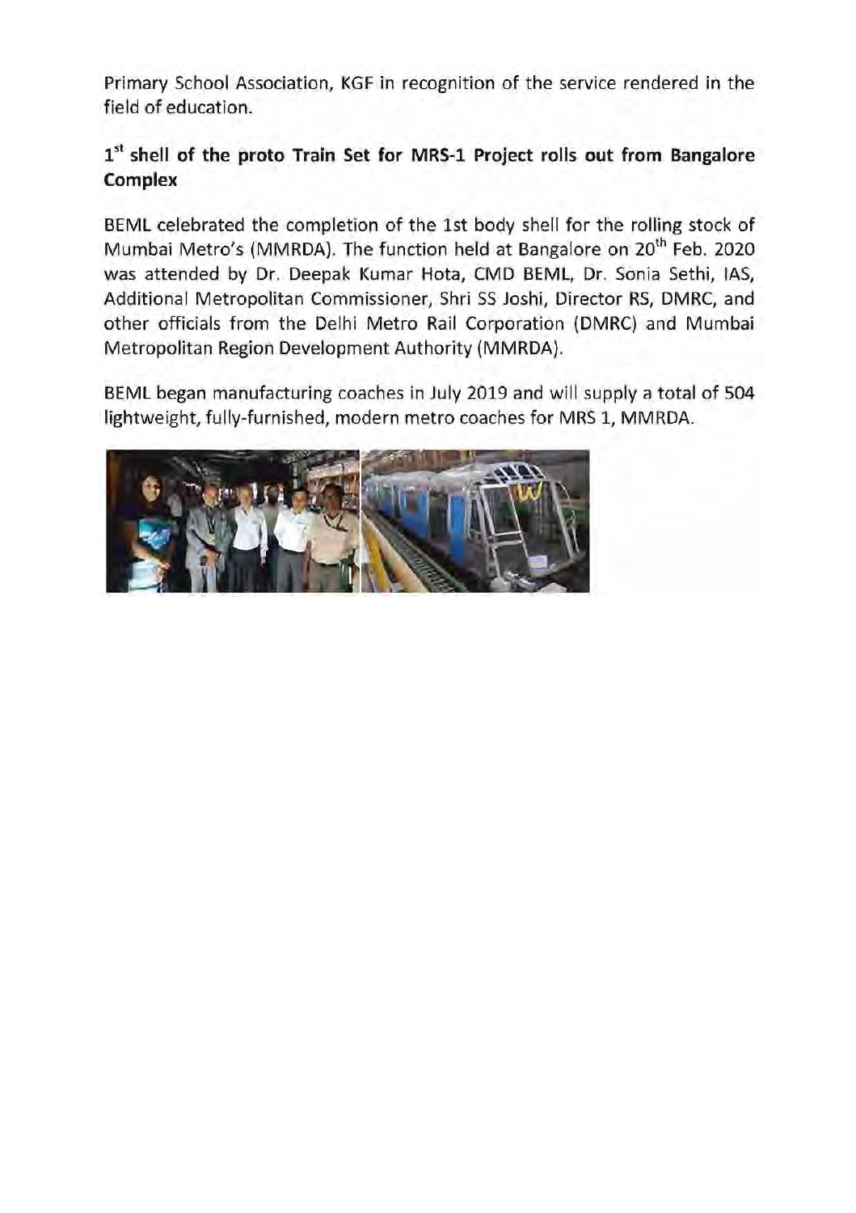Primary School Association, KGF in recognition of the service rendered in the field of education.

## 1st shell of the proto Train Set for MRS-1 Project rolls out from Bangalore Complex

BEML celebrated the completion of the 1st body shell for the rolling stock of Mumbai Metro's (MMRDA). The function held at Bangalore on 20th Feb. 2020 was attended by Dr. Deepak Kumar Hota, CMD BEML, Dr. Sonia Sethi, IAS, Additional Metropolitan Commissioner, Shri SS Joshi, Director RS, DMRC, and other officials from the Delhi Metro Rail Corporation (DMRC) and Mumbai Metropolitan Region Development Authority (MMRDA).

BEML began manufacturing coaches in July 2019 and will supply a total of 504 lightweight, fully-furnished, modern metro coaches for MRS 1, MMRDA.